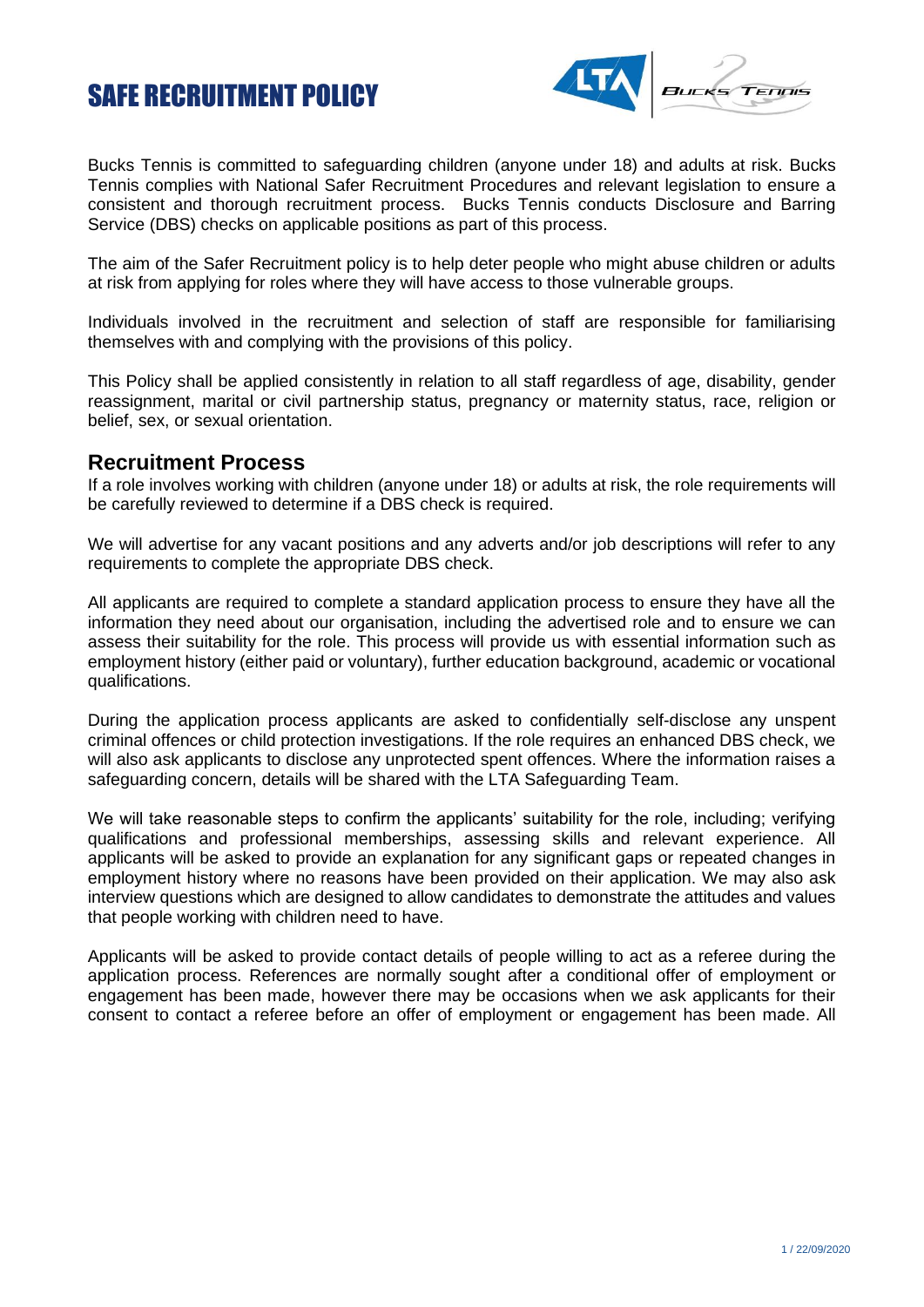# SAFE RECRUITMENT POLICY

Bucks Tennis is committed to safeguarding children (anyone under 18) and adults at risk. Bucks Tennis complies with National Safer Recruitment Procedures and relevant legislation to ensure a consistent and thorough recruitment process. Bucks Tennis conducts Disclosure and Barring Service (DBS) checks on applicable positions as part of this process.

The aim of the Safer Recruitment policy is to help deter people who might abuse children or adults at risk from applying for roles where they will have access to those vulnerable groups.

Individuals involved in the recruitment and selection of staff are responsible for familiarising themselves with and complying with the provisions of this policy.

This Policy shall be applied consistently in relation to all staff regardless of age, disability, gender reassignment, marital or civil partnership status, pregnancy or maternity status, race, religion or belief, sex, or sexual orientation.

## Recruitment Process

If a role involves working with children (anyone under 18) or adults at risk, the role requirements will be carefully reviewed to determine if a DBS check is required.

We will advertise for any vacant positions and any adverts and/or job descriptions will refer to any requirements to complete the appropriate DBS check.

All applicants are required to complete a standard application process to ensure they have all the information they need about our organisation, including the advertised role and to ensure we can assess their suitability for the role. This process will provide us with essential information such as employment history (either paid or voluntary), further education background, academic or vocational qualifications.

During the application process applicants are asked to confidentially self-disclose any unspent criminal offences or child protection investigations. If the role requires an enhanced DBS check, we will also ask applicants to disclose any unprotected spent offences. Where the information raises a safeguarding concern, details will be shared with the LTA Safeguarding Team.

We will take reasonable steps to confirm the applicants' suitability for the role, including; verifying qualifications and professional memberships, assessing skills and relevant experience. All applicants will be asked to provide an explanation for any significant gaps or repeated changes in employment history where no reasons have been provided on their application. We may also ask interview questions which are designed to allow candidates to demonstrate the attitudes and values that people working with children need to have.

Applicants will be asked to provide contact details of people willing to act as a referee during the application process. References are normally sought after a conditional offer of employment or engagement has been made, however there may be occasions when we ask applicants for their consent to contact a referee before an offer of employment or engagement has been made. All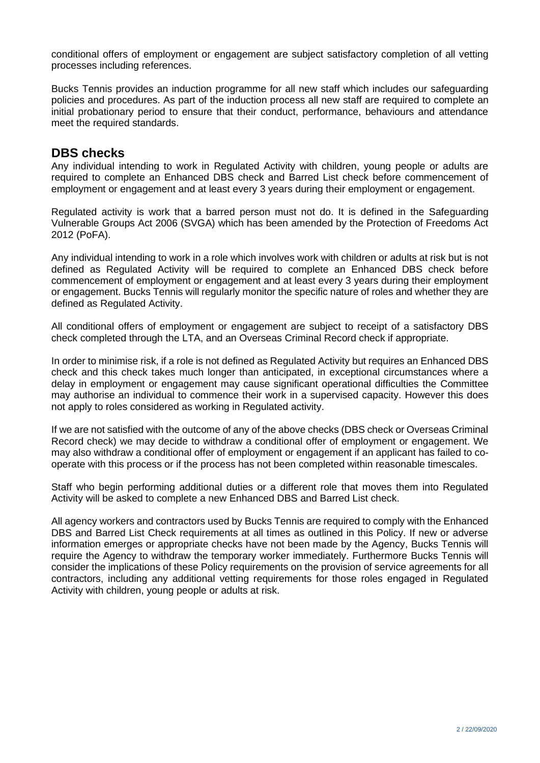conditional offers of employment or engagement are subject satisfactory completion of all vetting processes including references.

Bucks Tennis provides an induction programme for all new staff which includes our safeguarding policies and procedures. As part of the induction process all new staff are required to complete an initial probationary period to ensure that their conduct, performance, behaviours and attendance meet the required standards.

## DBS checks

Any individual intending to work in Regulated Activity with children, young people or adults are required to complete an Enhanced DBS check and Barred List check before commencement of employment or engagement and at least every 3 years during their employment or engagement.

Regulated activity is work that a barred person must not do. It is defined in the Safeguarding Vulnerable Groups Act 2006 (SVGA) which has been amended by the Protection of Freedoms Act 2012 (PoFA).

Any individual intending to work in a role which involves work with children or adults at risk but is not defined as Regulated Activity will be required to complete an Enhanced DBS check before commencement of employment or engagement and at least every 3 years during their employment or engagement. Bucks Tennis will regularly monitor the specific nature of roles and whether they are defined as Regulated Activity.

All conditional offers of employment or engagement are subject to receipt of a satisfactory DBS check completed through the LTA, and an Overseas Criminal Record check if appropriate.

In order to minimise risk, if a role is not defined as Regulated Activity but requires an Enhanced DBS check and this check takes much longer than anticipated, in exceptional circumstances where a delay in employment or engagement may cause significant operational difficulties the Committee may authorise an individual to commence their work in a supervised capacity. However this does not apply to roles considered as working in Regulated activity.

If we are not satisfied with the outcome of any of the above checks (DBS check or Overseas Criminal Record check) we may decide to withdraw a conditional offer of employment or engagement. We may also withdraw a conditional offer of employment or engagement if an applicant has failed to co-operate with this process or if the process has not been completed within reasonable timescales.

Staff who begin performing additional duties or a different role that moves them into Regulated Activity will be asked to complete a new Enhanced DBS and Barred List check.

All agency workers and contractors used by Bucks Tennis are required to comply with the Enhanced DBS and Barred List Check requirements at all times as outlined in this Policy. If new or adverse information emerges or appropriate checks have not been made by the Agency, Bucks Tennis will require the Agency to withdraw the temporary worker immediately. Furthermore Bucks Tennis will consider the implications of these Policy requirements on the provision of service agreements for all contractors, including any additional vetting requirements for those roles engaged in Regulated Activity with children, young people or adults at risk.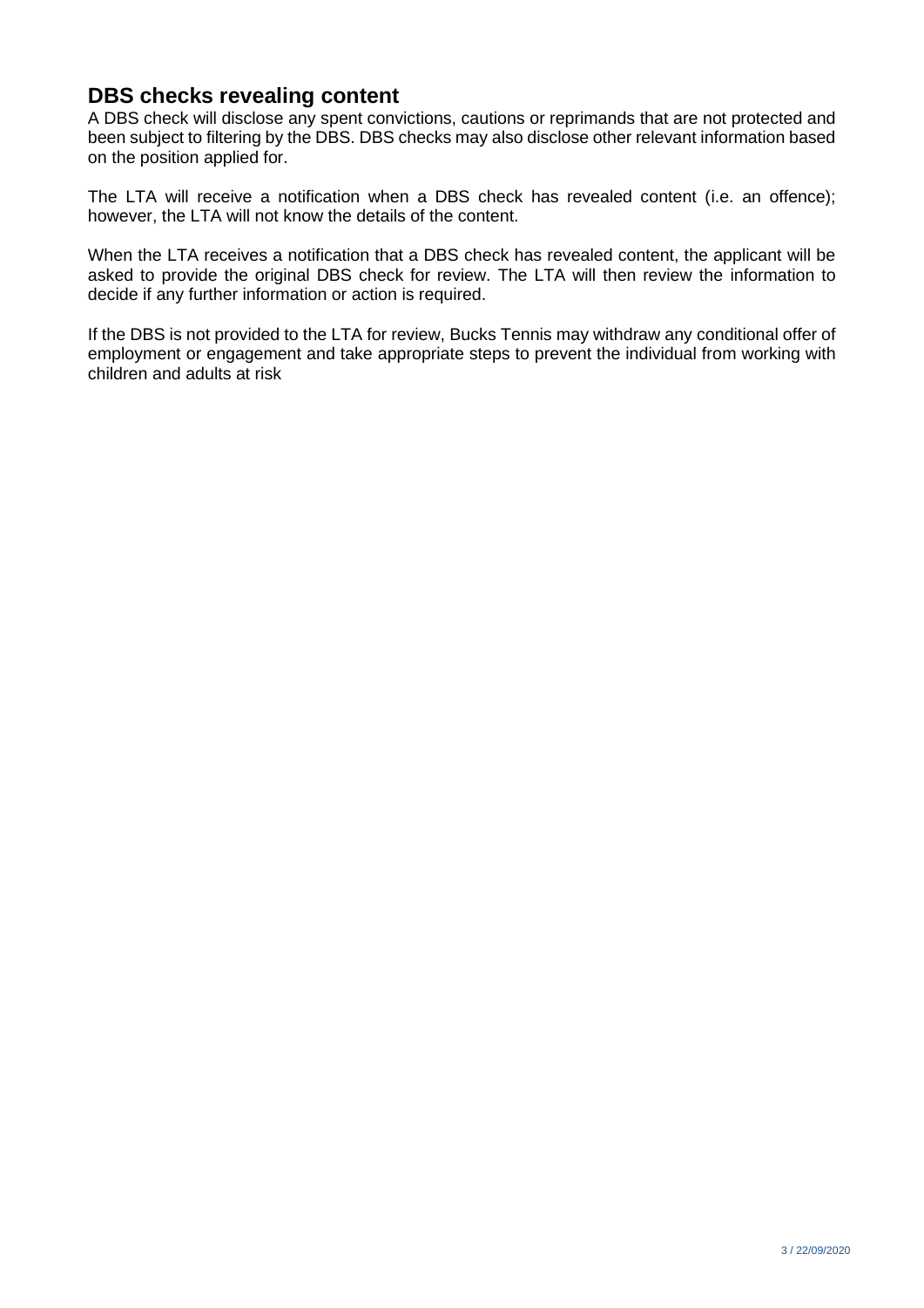## DBS checks revealing content

A DBS check will disclose any spent convictions, cautions or reprimands that are not protected and been subject to filtering by the DBS. DBS checks may also disclose other relevant information based on the position applied for.

The LTA will receive a notification when a DBS check has revealed content (i.e. an offence); however, the LTA will not know the details of the content.

When the LTA receives a notification that a DBS check has revealed content, the applicant will be asked to provide the original DBS check for review. The LTA will then review the information to decide if any further information or action is required.

If the DBS is not provided to the LTA for review, Bucks Tennis may withdraw any conditional offer of employment or engagement and take appropriate steps to prevent the individual from working with children and adults at risk